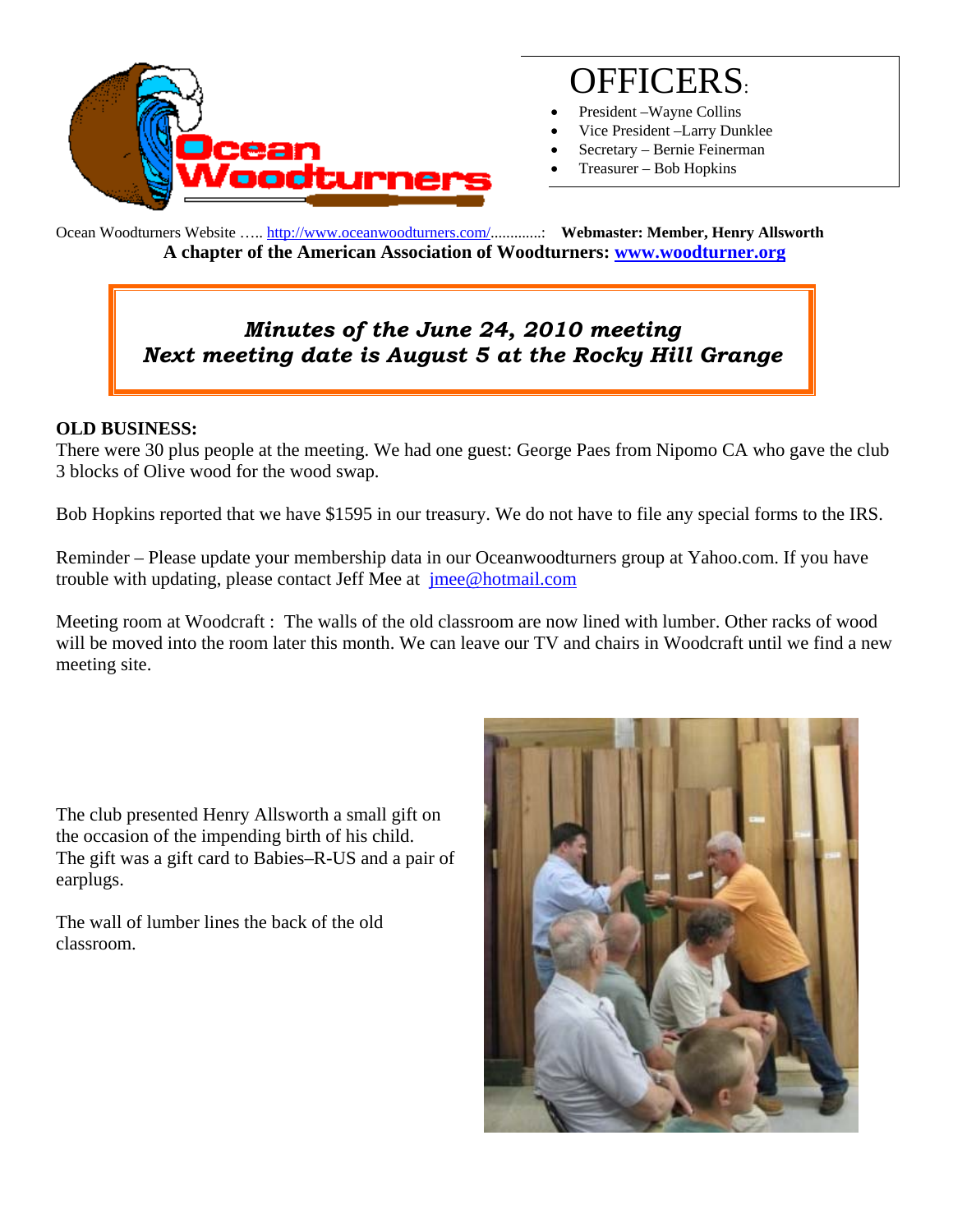# OFFICERS:

- President –Wayne Collins
- Vice President –Larry Dunklee
- Secretary – Bernie Feinerman
- Treasurer – Bob Hopkins

Ocean Woodturners Website ….. http://www.oceanwoodturners.com/.............: **Webmaster: Member, Henry Allsworth**

**A chapter of the American Association of Woodturners: www.woodturner.org**

***Minutes of the June 24, 2010 meeting***
***Next meeting date is August 5 at the Rocky Hill Grange***

**OLD BUSINESS:**

There were 30 plus people at the meeting. We had one guest: George Paes from Nipomo CA who gave the club 3 blocks of Olive wood for the wood swap.

Bob Hopkins reported that we have $1595 in our treasury. We do not have to file any special forms to the IRS.

Reminder – Please update your membership data in our Oceanwoodturners group at Yahoo.com. If you have trouble with updating, please contact Jeff Mee at jmee@hotmail.com

Meeting room at Woodcraft : The walls of the old classroom are now lined with lumber. Other racks of wood will be moved into the room later this month. We can leave our TV and chairs in Woodcraft until we find a new meeting site.

The club presented Henry Allsworth a small gift on the occasion of the impending birth of his child. The gift was a gift card to Babies–R-US and a pair of earplugs.

The wall of lumber lines the back of the old classroom.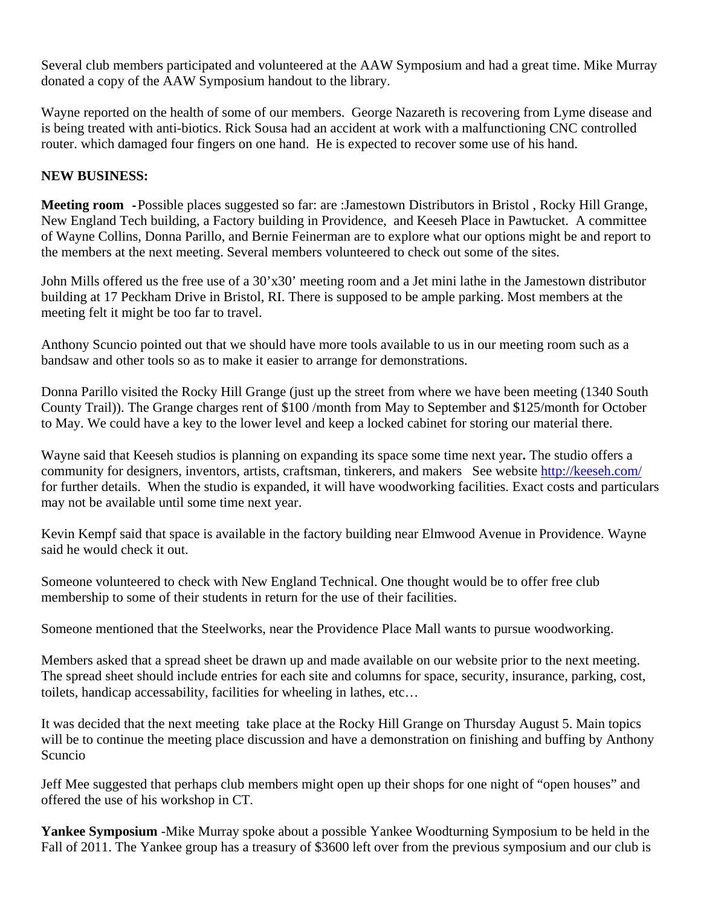Several club members participated and volunteered at the AAW Symposium and had a great time. Mike Murray donated a copy of the AAW Symposium handout to the library.

Wayne reported on the health of some of our members. George Nazareth is recovering from Lyme disease and is being treated with anti-biotics. Rick Sousa had an accident at work with a malfunctioning CNC controlled router. which damaged four fingers on one hand. He is expected to recover some use of his hand.

**NEW BUSINESS:**

**Meeting room -** Possible places suggested so far: are :Jamestown Distributors in Bristol , Rocky Hill Grange, New England Tech building, a Factory building in Providence, and Keeseh Place in Pawtucket. A committee of Wayne Collins, Donna Parillo, and Bernie Feinerman are to explore what our options might be and report to the members at the next meeting. Several members volunteered to check out some of the sites.

John Mills offered us the free use of a 30'x30' meeting room and a Jet mini lathe in the Jamestown distributor building at 17 Peckham Drive in Bristol, RI. There is supposed to be ample parking. Most members at the meeting felt it might be too far to travel.

Anthony Scuncio pointed out that we should have more tools available to us in our meeting room such as a bandsaw and other tools so as to make it easier to arrange for demonstrations.

Donna Parillo visited the Rocky Hill Grange (just up the street from where we have been meeting (1340 South County Trail)). The Grange charges rent of $100 /month from May to September and $125/month for October to May. We could have a key to the lower level and keep a locked cabinet for storing our material there.

Wayne said that Keeseh studios is planning on expanding its space some time next year**.** The studio offers a community for designers, inventors, artists, craftsman, tinkerers, and makers See website http://keeseh.com/ for further details. When the studio is expanded, it will have woodworking facilities. Exact costs and particulars may not be available until some time next year.

Kevin Kempf said that space is available in the factory building near Elmwood Avenue in Providence. Wayne said he would check it out.

Someone volunteered to check with New England Technical. One thought would be to offer free club membership to some of their students in return for the use of their facilities.

Someone mentioned that the Steelworks, near the Providence Place Mall wants to pursue woodworking.

Members asked that a spread sheet be drawn up and made available on our website prior to the next meeting. The spread sheet should include entries for each site and columns for space, security, insurance, parking, cost, toilets, handicap accessability, facilities for wheeling in lathes, etc…

It was decided that the next meeting take place at the Rocky Hill Grange on Thursday August 5. Main topics will be to continue the meeting place discussion and have a demonstration on finishing and buffing by Anthony Scuncio

Jeff Mee suggested that perhaps club members might open up their shops for one night of "open houses" and offered the use of his workshop in CT.

**Yankee Symposium** -Mike Murray spoke about a possible Yankee Woodturning Symposium to be held in the Fall of 2011. The Yankee group has a treasury of $3600 left over from the previous symposium and our club is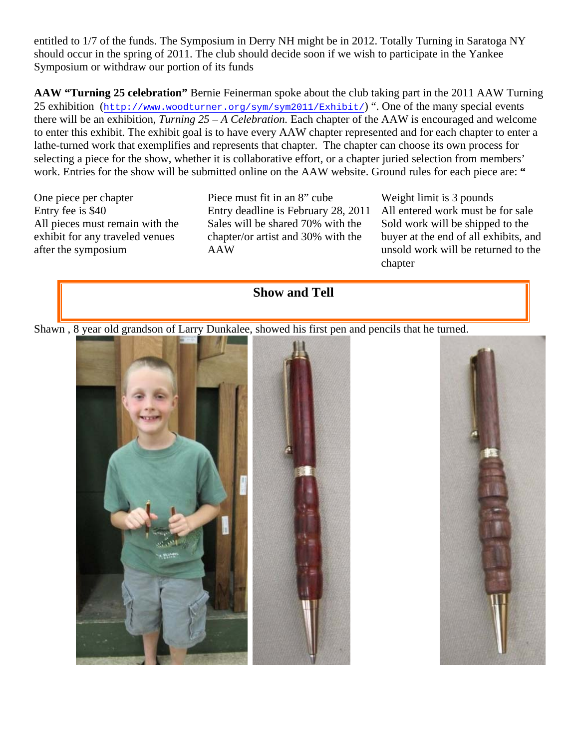entitled to 1/7 of the funds. The Symposium in Derry NH might be in 2012. Totally Turning in Saratoga NY should occur in the spring of 2011. The club should decide soon if we wish to participate in the Yankee Symposium or withdraw our portion of its funds

**AAW "Turning 25 celebration"** Bernie Feinerman spoke about the club taking part in the 2011 AAW Turning 25 exhibition (http://www.woodturner.org/sym/sym2011/Exhibit/) ". One of the many special events there will be an exhibition, *Turning 25 – A Celebration.* Each chapter of the AAW is encouraged and welcome to enter this exhibit. The exhibit goal is to have every AAW chapter represented and for each chapter to enter a lathe-turned work that exemplifies and represents that chapter. The chapter can choose its own process for selecting a piece for the show, whether it is collaborative effort, or a chapter juried selection from members' work. Entries for the show will be submitted online on the AAW website. Ground rules for each piece are: **"**

One piece per chapter
Entry fee is $40
All pieces must remain with the exhibit for any traveled venues after the symposium

Piece must fit in an 8" cube
Entry deadline is February 28, 2011
Sales will be shared 70% with the chapter/or artist and 30% with the AAW

Weight limit is 3 pounds
All entered work must be for sale
Sold work will be shipped to the buyer at the end of all exhibits, and unsold work will be returned to the chapter

## Show and Tell

Shawn , 8 year old grandson of Larry Dunkalee, showed his first pen and pencils that he turned.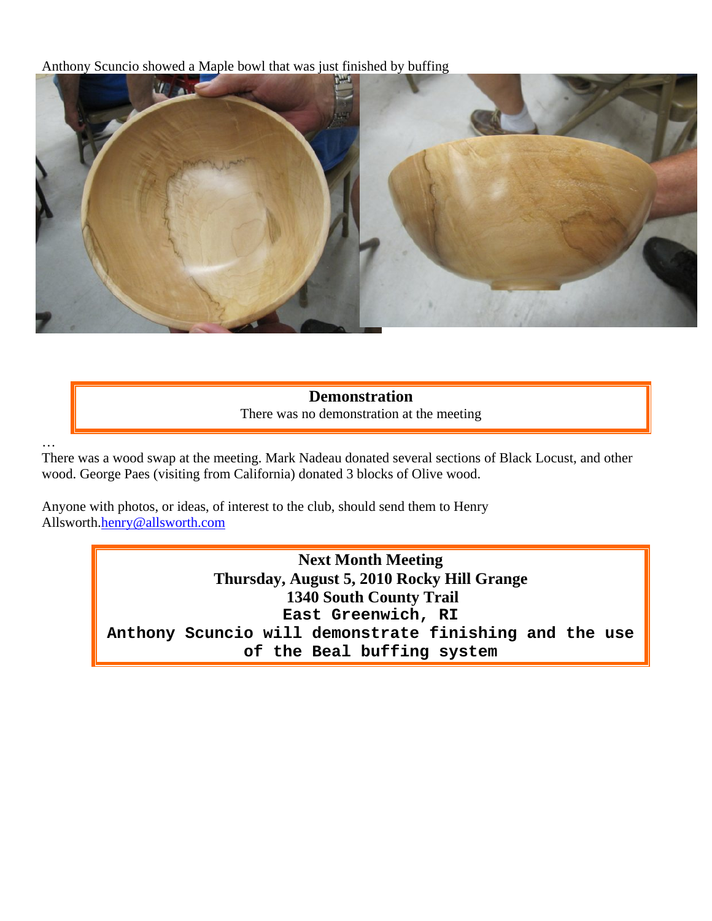Anthony Scuncio showed a Maple bowl that was just finished by buffing

**Demonstration**

There was no demonstration at the meeting

…

There was a wood swap at the meeting. Mark Nadeau donated several sections of Black Locust, and other wood. George Paes (visiting from California) donated 3 blocks of Olive wood.

Anyone with photos, or ideas, of interest to the club, should send them to Henry Allsworth.henry@allsworth.com

**Next Month Meeting**
**Thursday, August 5, 2010 Rocky Hill Grange**
**1340 South County Trail**
**East Greenwich, RI**
**Anthony Scuncio will demonstrate finishing and the use of the Beal buffing system**